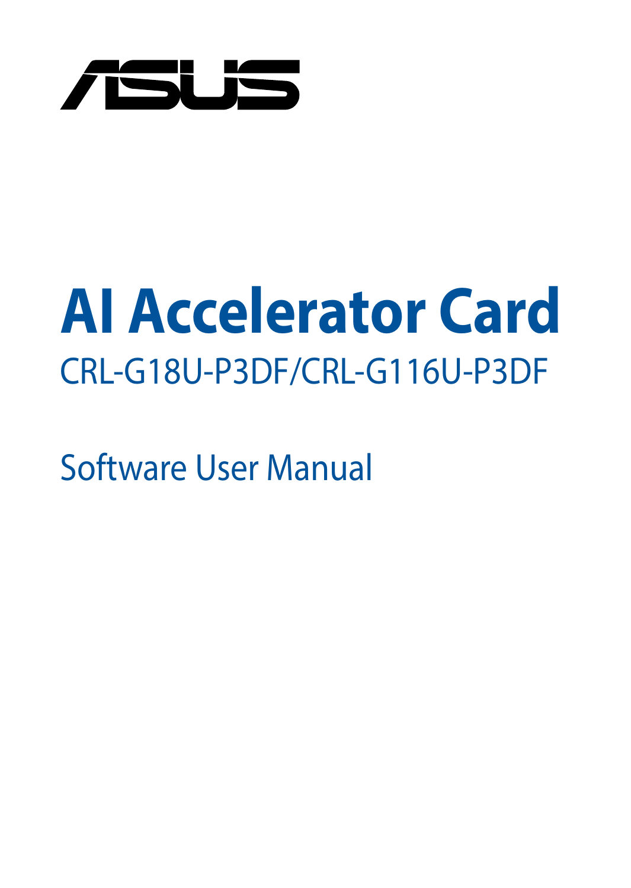ASUS

# AI Accelerator Card

CRL-G18U-P3DF/CRL-G116U-P3DF

Software User Manual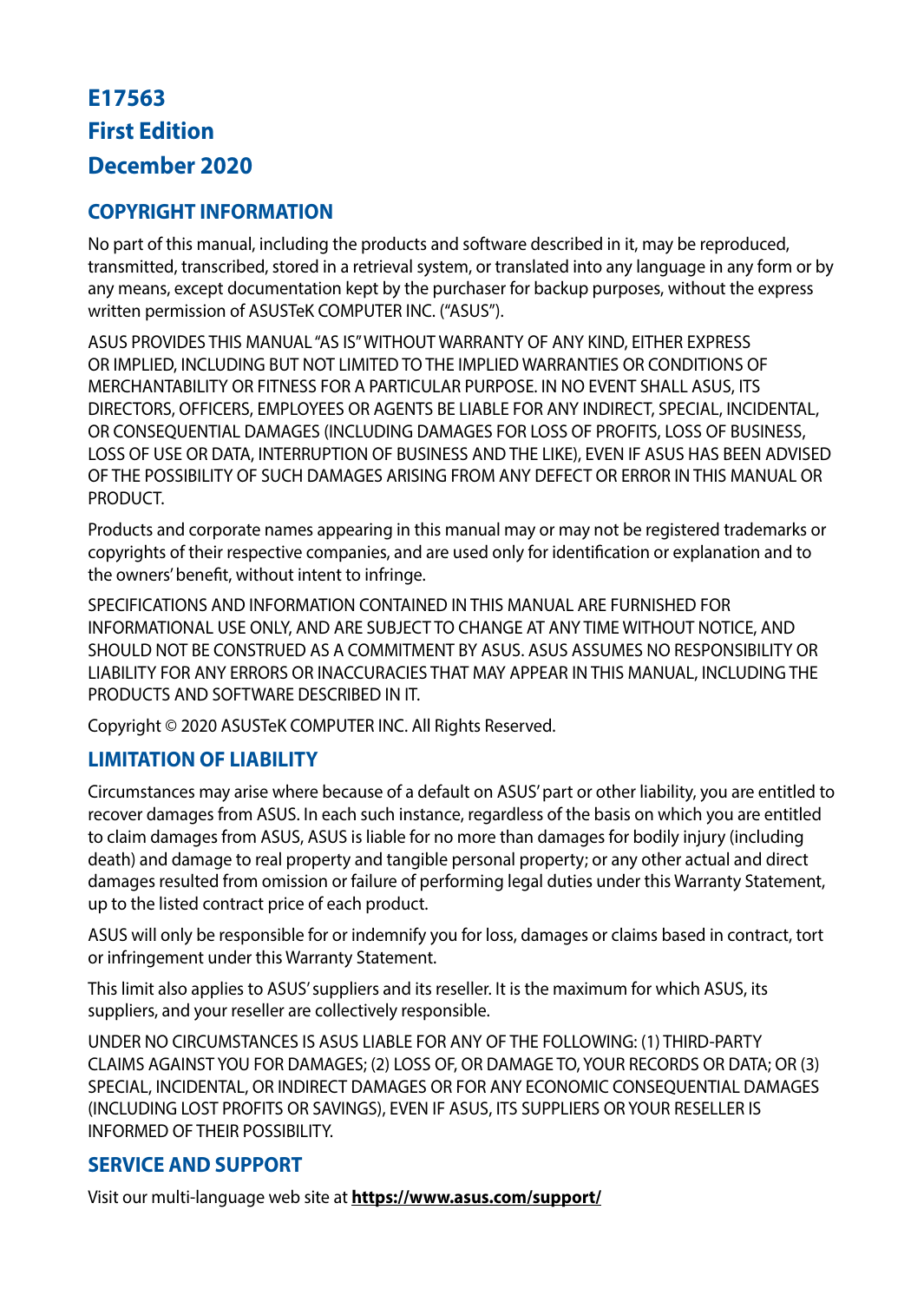**E17563**
**First Edition**
**December 2020**

## COPYRIGHT INFORMATION

No part of this manual, including the products and software described in it, may be reproduced, transmitted, transcribed, stored in a retrieval system, or translated into any language in any form or by any means, except documentation kept by the purchaser for backup purposes, without the express written permission of ASUSTeK COMPUTER INC. ("ASUS").

ASUS PROVIDES THIS MANUAL "AS IS" WITHOUT WARRANTY OF ANY KIND, EITHER EXPRESS OR IMPLIED, INCLUDING BUT NOT LIMITED TO THE IMPLIED WARRANTIES OR CONDITIONS OF MERCHANTABILITY OR FITNESS FOR A PARTICULAR PURPOSE. IN NO EVENT SHALL ASUS, ITS DIRECTORS, OFFICERS, EMPLOYEES OR AGENTS BE LIABLE FOR ANY INDIRECT, SPECIAL, INCIDENTAL, OR CONSEQUENTIAL DAMAGES (INCLUDING DAMAGES FOR LOSS OF PROFITS, LOSS OF BUSINESS, LOSS OF USE OR DATA, INTERRUPTION OF BUSINESS AND THE LIKE), EVEN IF ASUS HAS BEEN ADVISED OF THE POSSIBILITY OF SUCH DAMAGES ARISING FROM ANY DEFECT OR ERROR IN THIS MANUAL OR PRODUCT.

Products and corporate names appearing in this manual may or may not be registered trademarks or copyrights of their respective companies, and are used only for identification or explanation and to the owners' benefit, without intent to infringe.

SPECIFICATIONS AND INFORMATION CONTAINED IN THIS MANUAL ARE FURNISHED FOR INFORMATIONAL USE ONLY, AND ARE SUBJECT TO CHANGE AT ANY TIME WITHOUT NOTICE, AND SHOULD NOT BE CONSTRUED AS A COMMITMENT BY ASUS. ASUS ASSUMES NO RESPONSIBILITY OR LIABILITY FOR ANY ERRORS OR INACCURACIES THAT MAY APPEAR IN THIS MANUAL, INCLUDING THE PRODUCTS AND SOFTWARE DESCRIBED IN IT.

Copyright © 2020 ASUSTeK COMPUTER INC. All Rights Reserved.

## LIMITATION OF LIABILITY

Circumstances may arise where because of a default on ASUS' part or other liability, you are entitled to recover damages from ASUS. In each such instance, regardless of the basis on which you are entitled to claim damages from ASUS, ASUS is liable for no more than damages for bodily injury (including death) and damage to real property and tangible personal property; or any other actual and direct damages resulted from omission or failure of performing legal duties under this Warranty Statement, up to the listed contract price of each product.

ASUS will only be responsible for or indemnify you for loss, damages or claims based in contract, tort or infringement under this Warranty Statement.

This limit also applies to ASUS' suppliers and its reseller. It is the maximum for which ASUS, its suppliers, and your reseller are collectively responsible.

UNDER NO CIRCUMSTANCES IS ASUS LIABLE FOR ANY OF THE FOLLOWING: (1) THIRD-PARTY CLAIMS AGAINST YOU FOR DAMAGES; (2) LOSS OF, OR DAMAGE TO, YOUR RECORDS OR DATA; OR (3) SPECIAL, INCIDENTAL, OR INDIRECT DAMAGES OR FOR ANY ECONOMIC CONSEQUENTIAL DAMAGES (INCLUDING LOST PROFITS OR SAVINGS), EVEN IF ASUS, ITS SUPPLIERS OR YOUR RESELLER IS INFORMED OF THEIR POSSIBILITY.

## SERVICE AND SUPPORT

Visit our multi-language web site at **https://www.asus.com/support/**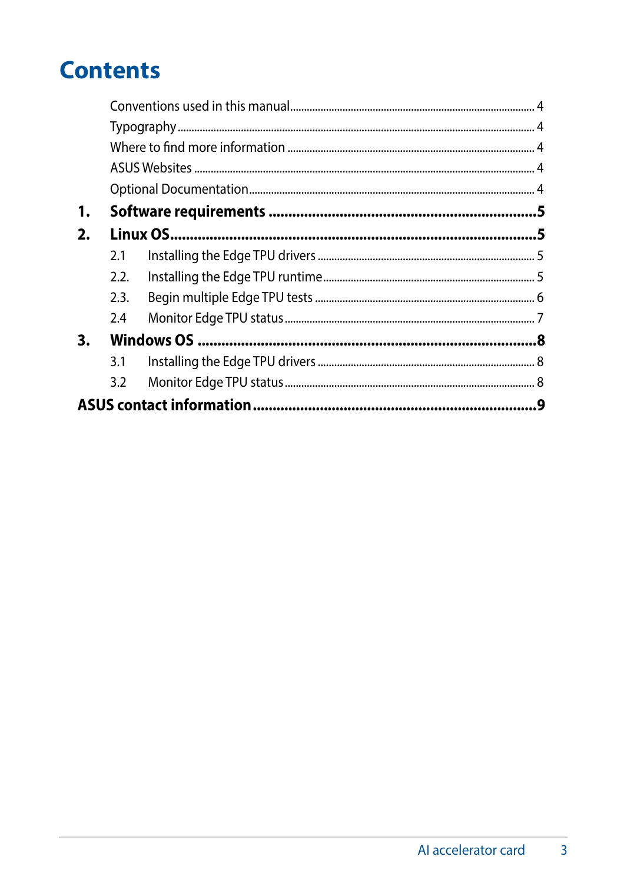# Contents

Conventions used in this manual ........ 4
Typography ........ 4
Where to find more information ........ 4
ASUS Websites ........ 4
Optional Documentation ........ 4

**1. Software requirements ........ 5**

**2. Linux OS ........ 5**

2.1 Installing the Edge TPU drivers ........ 5
2.2. Installing the Edge TPU runtime ........ 5
2.3. Begin multiple Edge TPU tests ........ 6
2.4 Monitor Edge TPU status ........ 7

**3. Windows OS ........ 8**

3.1 Installing the Edge TPU drivers ........ 8
3.2 Monitor Edge TPU status ........ 8

**ASUS contact information ........ 9**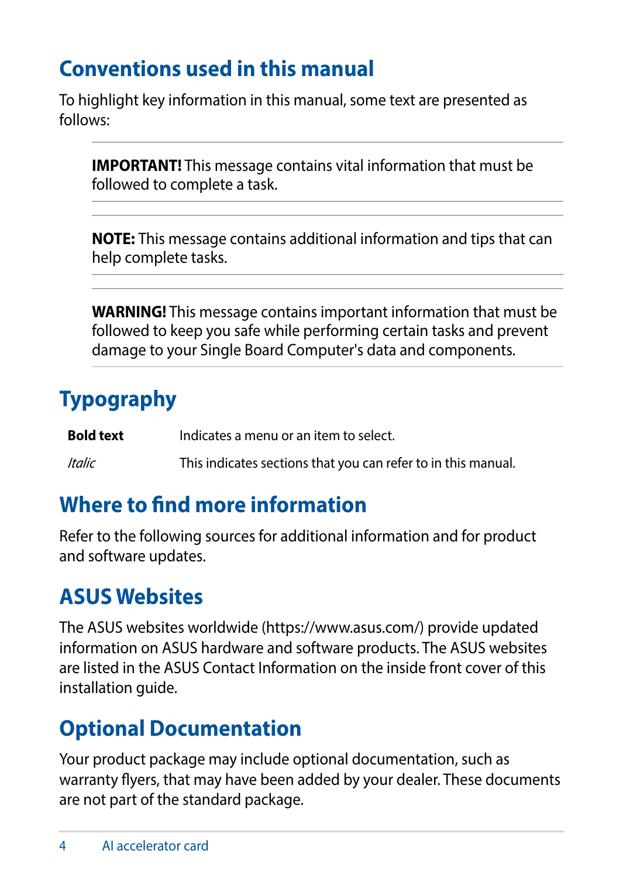## Conventions used in this manual

To highlight key information in this manual, some text are presented as follows:

---

**IMPORTANT!** This message contains vital information that must be followed to complete a task.

---

**NOTE:** This message contains additional information and tips that can help complete tasks.

---

**WARNING!** This message contains important information that must be followed to keep you safe while performing certain tasks and prevent damage to your Single Board Computer's data and components.

---

## Typography

| | |
|---|---|
| **Bold text** | Indicates a menu or an item to select. |
| *Italic* | This indicates sections that you can refer to in this manual. |

## Where to find more information

Refer to the following sources for additional information and for product and software updates.

## ASUS Websites

The ASUS websites worldwide (https://www.asus.com/) provide updated information on ASUS hardware and software products. The ASUS websites are listed in the ASUS Contact Information on the inside front cover of this installation guide.

## Optional Documentation

Your product package may include optional documentation, such as warranty flyers, that may have been added by your dealer. These documents are not part of the standard package.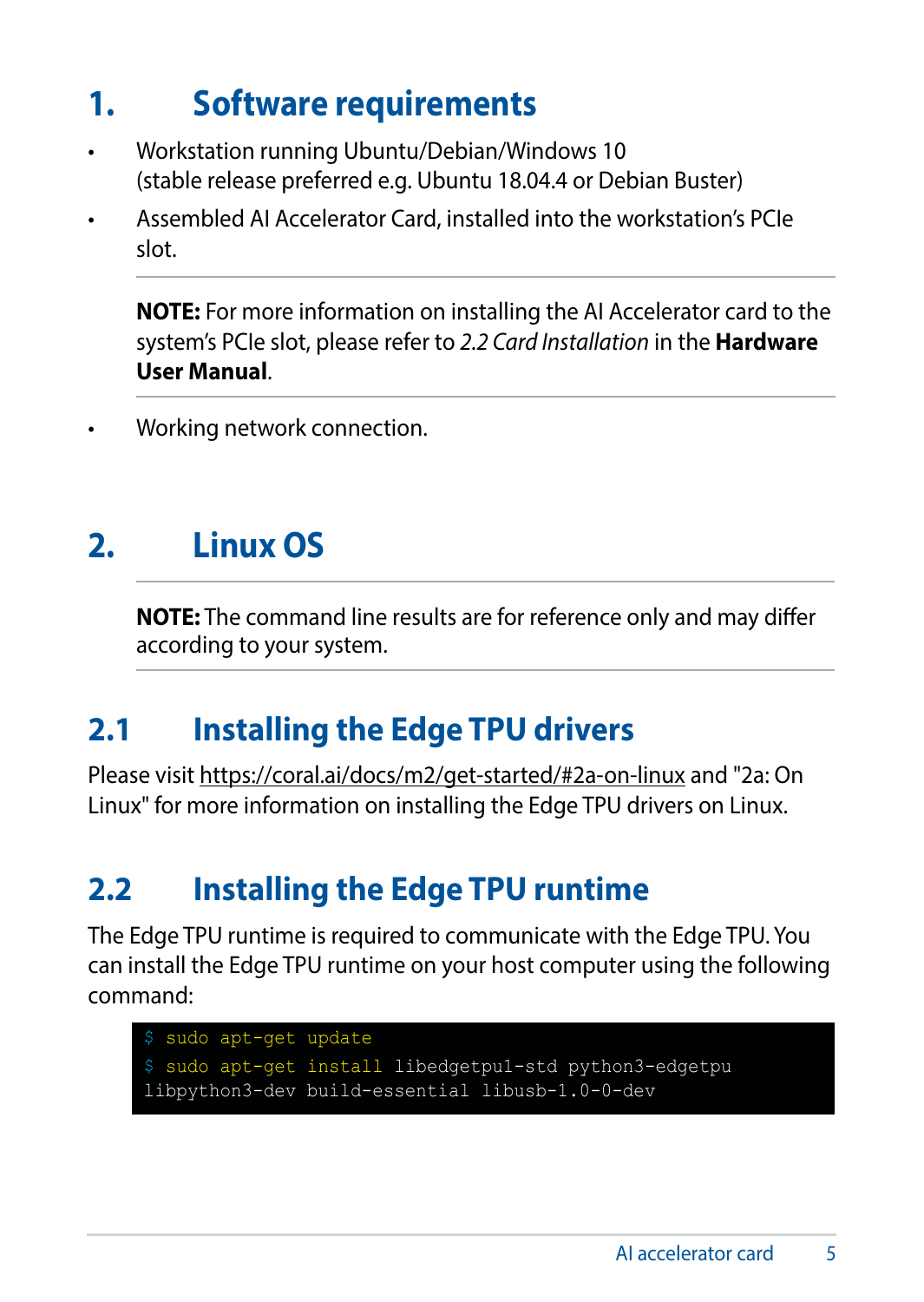# 1. Software requirements

- Workstation running Ubuntu/Debian/Windows 10 (stable release preferred e.g. Ubuntu 18.04.4 or Debian Buster)
- Assembled AI Accelerator Card, installed into the workstation's PCIe slot.

**NOTE:** For more information on installing the AI Accelerator card to the system's PCIe slot, please refer to *2.2 Card Installation* in the **Hardware User Manual**.

- Working network connection.

# 2. Linux OS

**NOTE:** The command line results are for reference only and may differ according to your system.

## 2.1 Installing the Edge TPU drivers

Please visit https://coral.ai/docs/m2/get-started/#2a-on-linux and "2a: On Linux" for more information on installing the Edge TPU drivers on Linux.

## 2.2 Installing the Edge TPU runtime

The Edge TPU runtime is required to communicate with the Edge TPU. You can install the Edge TPU runtime on your host computer using the following command:

```
$ sudo apt-get update
$ sudo apt-get install libedgetpu1-std python3-edgetpu
libpython3-dev build-essential libusb-1.0-0-dev
```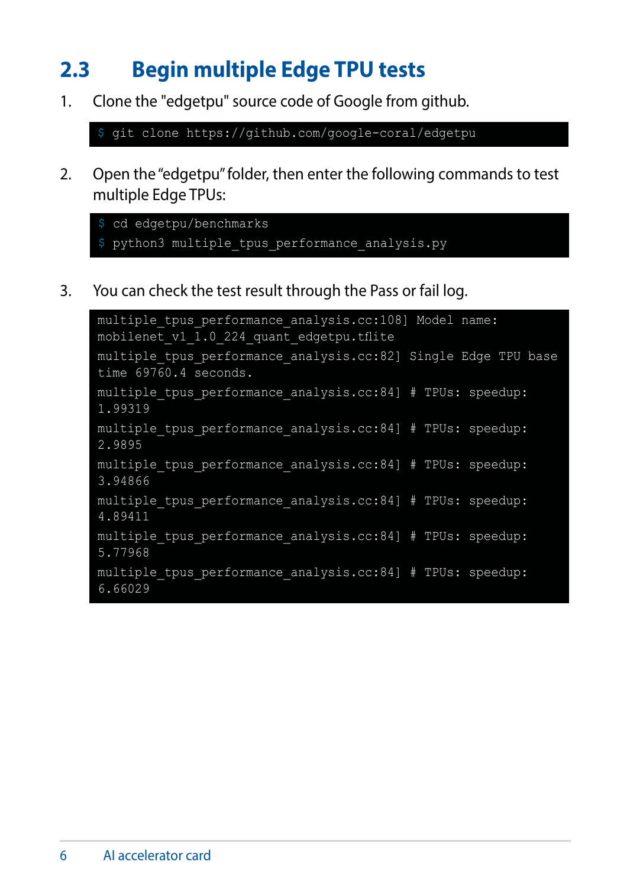## 2.3 Begin multiple Edge TPU tests

1. Clone the "edgetpu" source code of Google from github.

```
$ git clone https://github.com/google-coral/edgetpu
```

2. Open the "edgetpu" folder, then enter the following commands to test multiple Edge TPUs:

```
$ cd edgetpu/benchmarks
$ python3 multiple_tpus_performance_analysis.py
```

3. You can check the test result through the Pass or fail log.

```
multiple_tpus_performance_analysis.cc:108] Model name: 
mobilenet_v1_1.0_224_quant_edgetpu.tflite
multiple_tpus_performance_analysis.cc:82] Single Edge TPU base 
time 69760.4 seconds.
multiple_tpus_performance_analysis.cc:84] # TPUs: speedup: 
1.99319
multiple_tpus_performance_analysis.cc:84] # TPUs: speedup: 
2.9895
multiple_tpus_performance_analysis.cc:84] # TPUs: speedup: 
3.94866
multiple_tpus_performance_analysis.cc:84] # TPUs: speedup: 
4.89411
multiple_tpus_performance_analysis.cc:84] # TPUs: speedup: 
5.77968
multiple_tpus_performance_analysis.cc:84] # TPUs: speedup: 
6.66029
```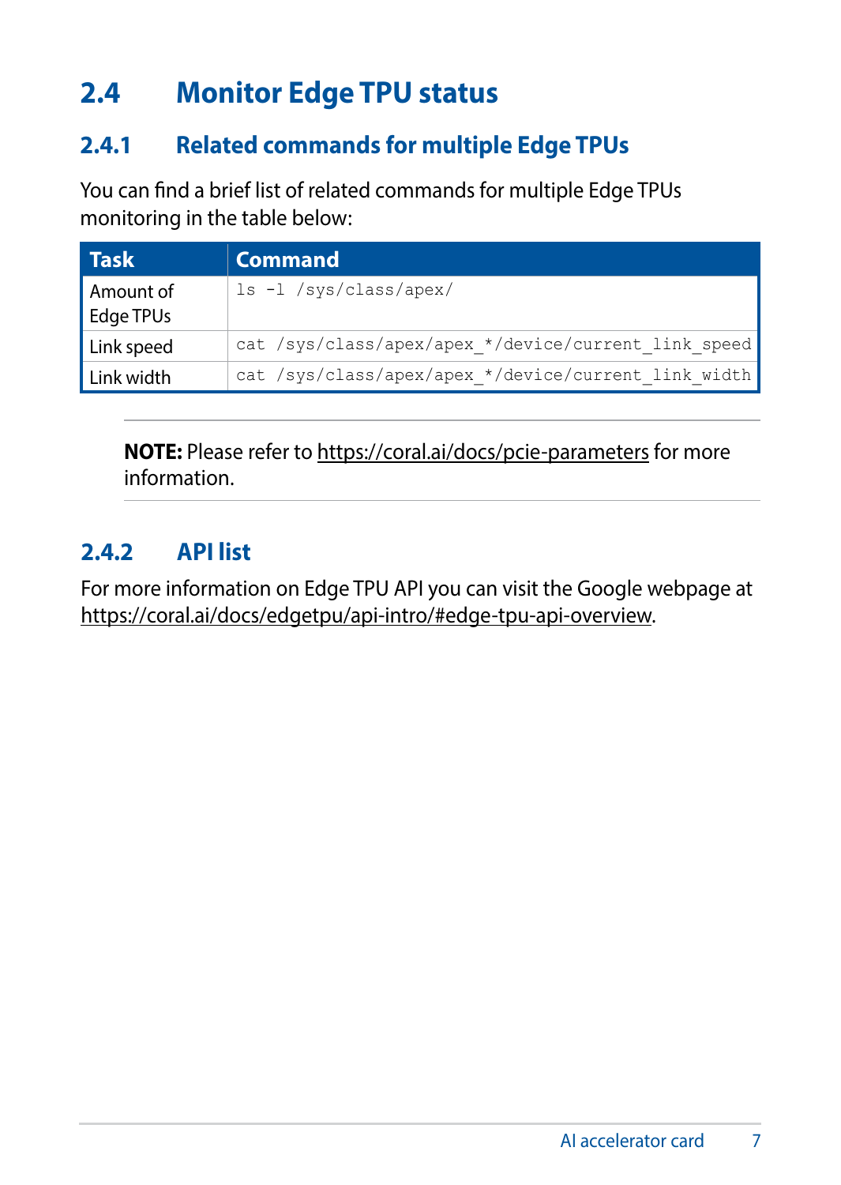## 2.4 Monitor Edge TPU status

### 2.4.1 Related commands for multiple Edge TPUs

You can find a brief list of related commands for multiple Edge TPUs monitoring in the table below:

| Task | Command |
| --- | --- |
| Amount of Edge TPUs | `ls -l /sys/class/apex/` |
| Link speed | `cat /sys/class/apex/apex_*/device/current_link_speed` |
| Link width | `cat /sys/class/apex/apex_*/device/current_link_width` |

**NOTE:** Please refer to https://coral.ai/docs/pcie-parameters for more information.

### 2.4.2 API list

For more information on Edge TPU API you can visit the Google webpage at https://coral.ai/docs/edgetpu/api-intro/#edge-tpu-api-overview.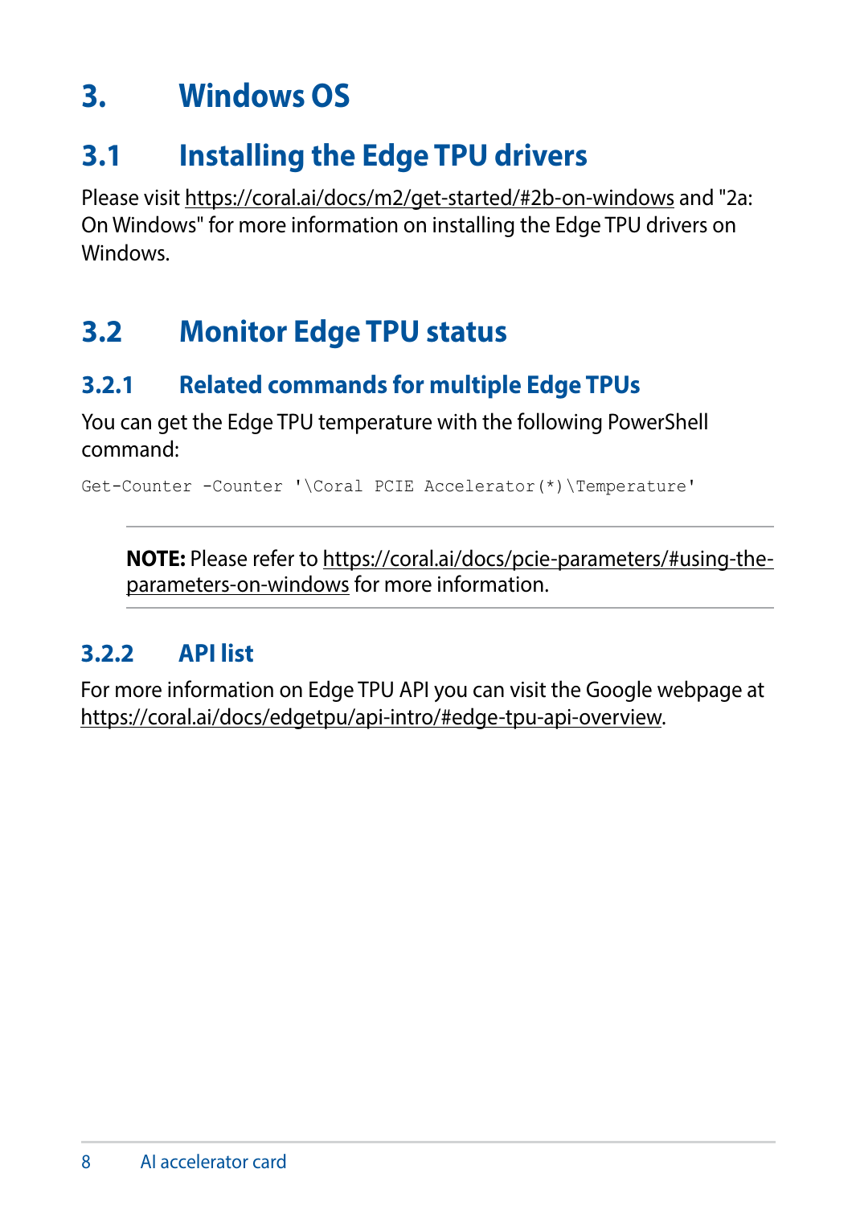# 3. Windows OS

## 3.1 Installing the Edge TPU drivers

Please visit https://coral.ai/docs/m2/get-started/#2b-on-windows and "2a: On Windows" for more information on installing the Edge TPU drivers on Windows.

## 3.2 Monitor Edge TPU status

### 3.2.1 Related commands for multiple Edge TPUs

You can get the Edge TPU temperature with the following PowerShell command:

```
Get-Counter -Counter '\Coral PCIE Accelerator(*)\Temperature'
```

**NOTE:** Please refer to https://coral.ai/docs/pcie-parameters/#using-the-parameters-on-windows for more information.

### 3.2.2 API list

For more information on Edge TPU API you can visit the Google webpage at https://coral.ai/docs/edgetpu/api-intro/#edge-tpu-api-overview.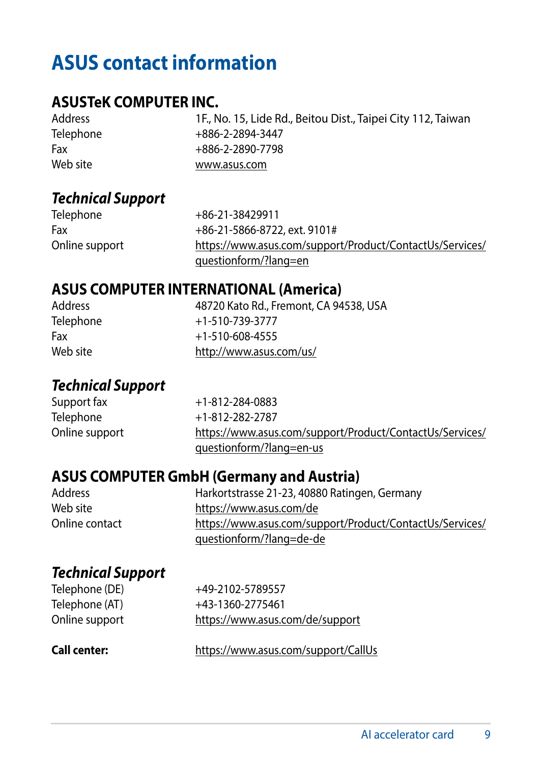# ASUS contact information

## ASUSTeK COMPUTER INC.

| | |
|---|---|
| Address | 1F., No. 15, Lide Rd., Beitou Dist., Taipei City 112, Taiwan |
| Telephone | +886-2-2894-3447 |
| Fax | +886-2-2890-7798 |
| Web site | www.asus.com |

### *Technical Support*

| | |
|---|---|
| Telephone | +86-21-38429911 |
| Fax | +86-21-5866-8722, ext. 9101# |
| Online support | https://www.asus.com/support/Product/ContactUs/Services/questionform/?lang=en |

## ASUS COMPUTER INTERNATIONAL (America)

| | |
|---|---|
| Address | 48720 Kato Rd., Fremont, CA 94538, USA |
| Telephone | +1-510-739-3777 |
| Fax | +1-510-608-4555 |
| Web site | http://www.asus.com/us/ |

### *Technical Support*

| | |
|---|---|
| Support fax | +1-812-284-0883 |
| Telephone | +1-812-282-2787 |
| Online support | https://www.asus.com/support/Product/ContactUs/Services/questionform/?lang=en-us |

## ASUS COMPUTER GmbH (Germany and Austria)

| | |
|---|---|
| Address | Harkortstrasse 21-23, 40880 Ratingen, Germany |
| Web site | https://www.asus.com/de |
| Online contact | https://www.asus.com/support/Product/ContactUs/Services/questionform/?lang=de-de |

### *Technical Support*

| | |
|---|---|
| Telephone (DE) | +49-2102-5789557 |
| Telephone (AT) | +43-1360-2775461 |
| Online support | https://www.asus.com/de/support |

**Call center:** https://www.asus.com/support/CallUs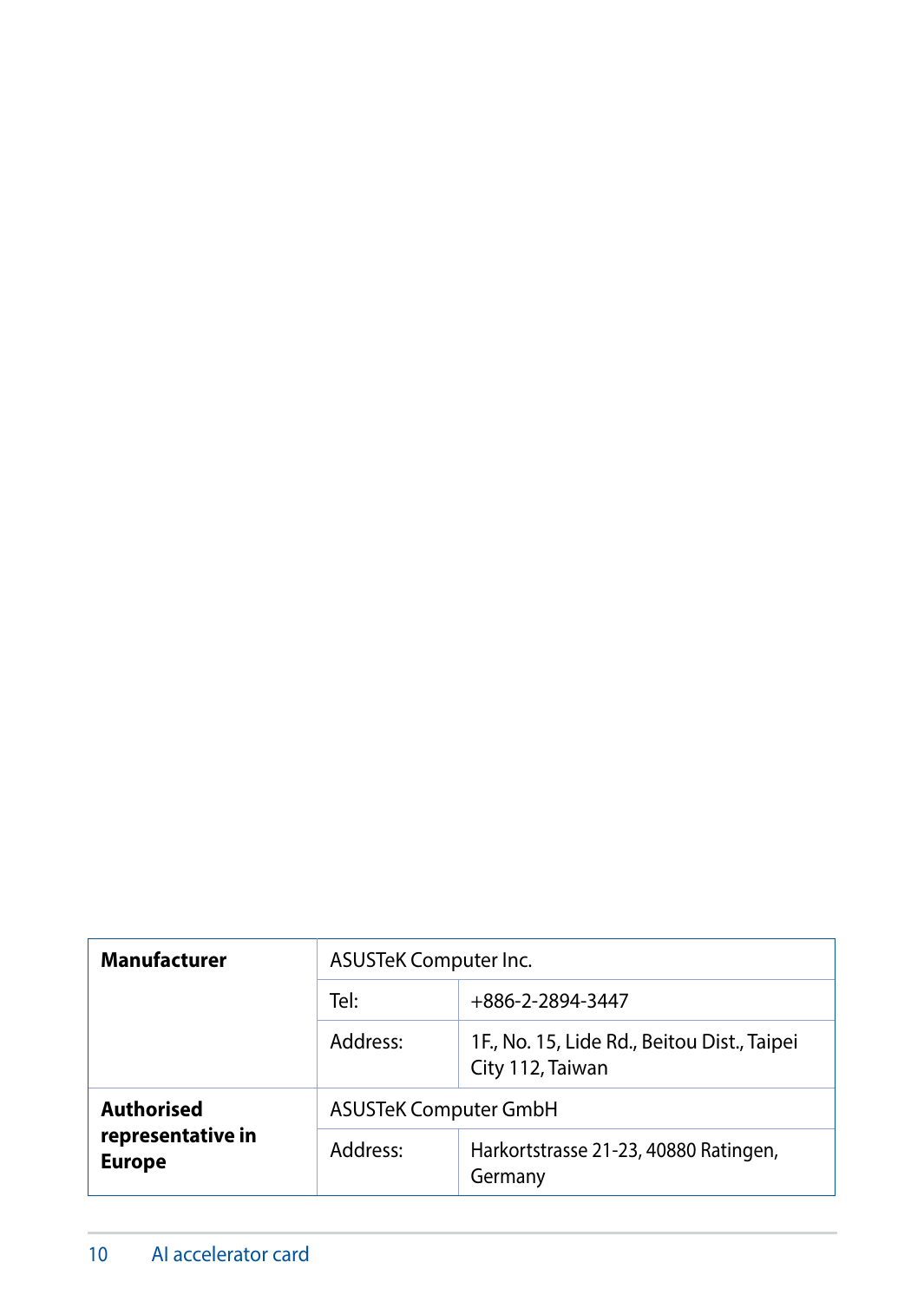| | | |
|---|---|---|
| **Manufacturer** | ASUSTeK Computer Inc. | |
| | Tel: | +886-2-2894-3447 |
| | Address: | 1F., No. 15, Lide Rd., Beitou Dist., Taipei City 112, Taiwan |
| **Authorised representative in Europe** | ASUSTeK Computer GmbH | |
| | Address: | Harkortstrasse 21-23, 40880 Ratingen, Germany |